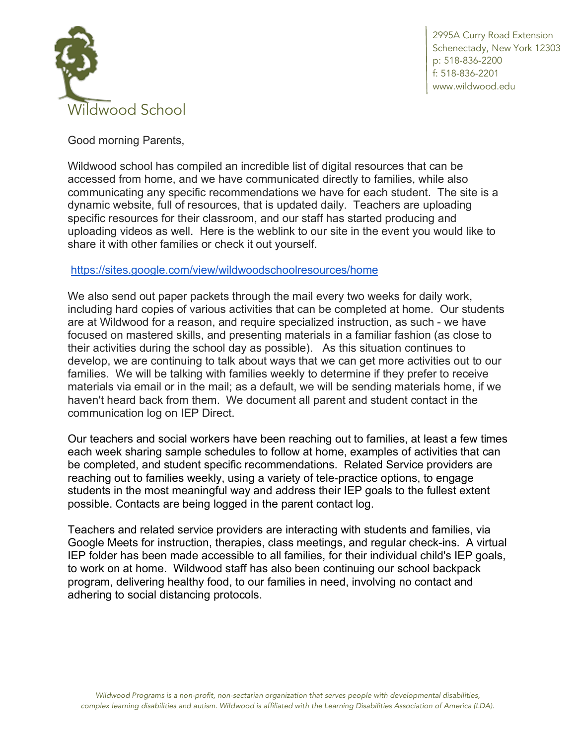Wildwood School

2995A Curry Road Extension
Schenectady, New York 12303
p: 518-836-2200
f: 518-836-2201
www.wildwood.edu

Good morning Parents,

Wildwood school has compiled an incredible list of digital resources that can be accessed from home, and we have communicated directly to families, while also communicating any specific recommendations we have for each student. The site is a dynamic website, full of resources, that is updated daily. Teachers are uploading specific resources for their classroom, and our staff has started producing and uploading videos as well. Here is the weblink to our site in the event you would like to share it with other families or check it out yourself.

https://sites.google.com/view/wildwoodschoolresources/home

We also send out paper packets through the mail every two weeks for daily work, including hard copies of various activities that can be completed at home. Our students are at Wildwood for a reason, and require specialized instruction, as such - we have focused on mastered skills, and presenting materials in a familiar fashion (as close to their activities during the school day as possible). As this situation continues to develop, we are continuing to talk about ways that we can get more activities out to our families. We will be talking with families weekly to determine if they prefer to receive materials via email or in the mail; as a default, we will be sending materials home, if we haven't heard back from them. We document all parent and student contact in the communication log on IEP Direct.

Our teachers and social workers have been reaching out to families, at least a few times each week sharing sample schedules to follow at home, examples of activities that can be completed, and student specific recommendations. Related Service providers are reaching out to families weekly, using a variety of tele-practice options, to engage students in the most meaningful way and address their IEP goals to the fullest extent possible. Contacts are being logged in the parent contact log.

Teachers and related service providers are interacting with students and families, via Google Meets for instruction, therapies, class meetings, and regular check-ins. A virtual IEP folder has been made accessible to all families, for their individual child's IEP goals, to work on at home. Wildwood staff has also been continuing our school backpack program, delivering healthy food, to our families in need, involving no contact and adhering to social distancing protocols.

*Wildwood Programs is a non-profit, non-sectarian organization that serves people with developmental disabilities, complex learning disabilities and autism. Wildwood is affiliated with the Learning Disabilities Association of America (LDA).*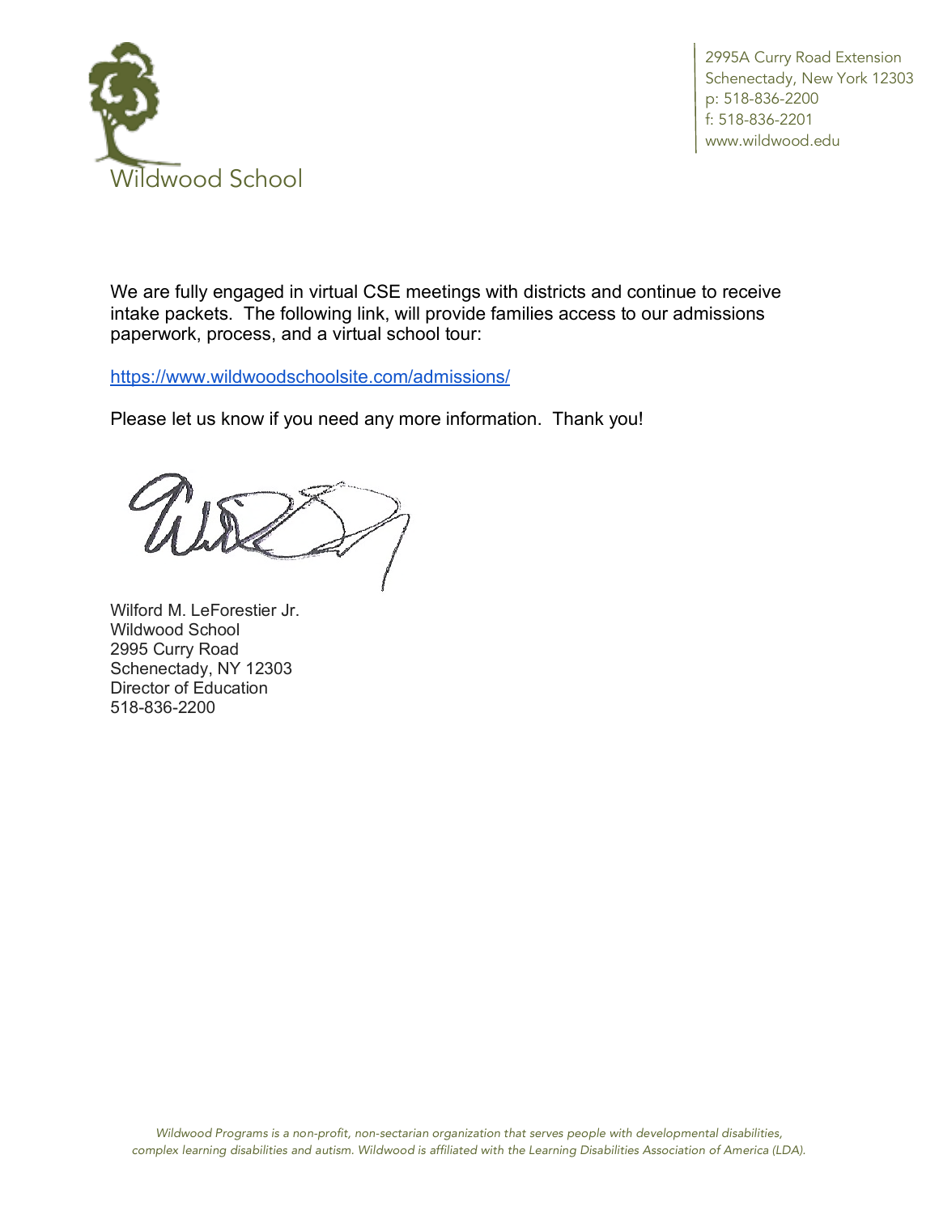Wildwood School

2995A Curry Road Extension
Schenectady, New York 12303
p: 518-836-2200
f: 518-836-2201
www.wildwood.edu

We are fully engaged in virtual CSE meetings with districts and continue to receive intake packets. The following link, will provide families access to our admissions paperwork, process, and a virtual school tour:

https://www.wildwoodschoolsite.com/admissions/

Please let us know if you need any more information. Thank you!

Wilford M. LeForestier Jr.
Wildwood School
2995 Curry Road
Schenectady, NY 12303
Director of Education
518-836-2200

*Wildwood Programs is a non-profit, non-sectarian organization that serves people with developmental disabilities, complex learning disabilities and autism. Wildwood is affiliated with the Learning Disabilities Association of America (LDA).*